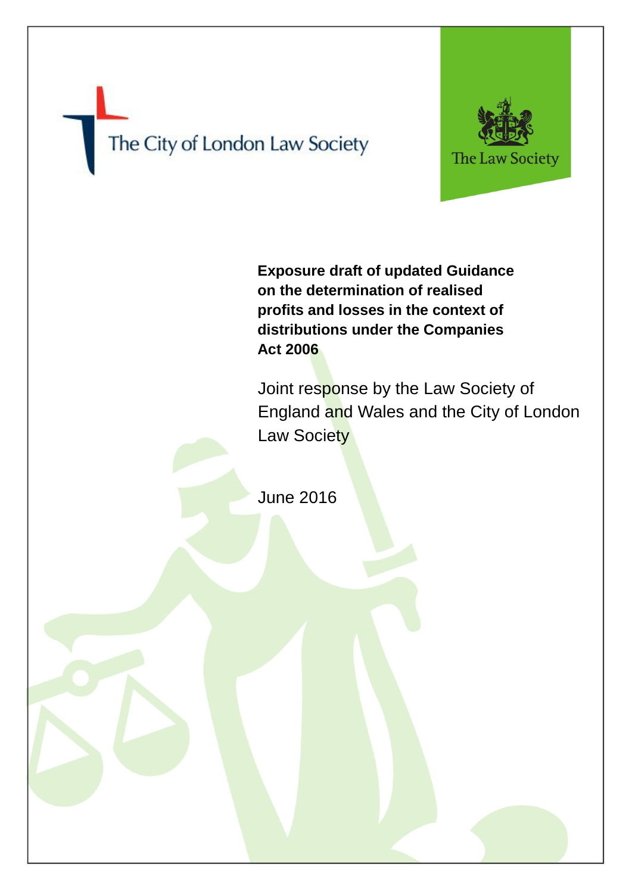The City of London Law Society

The Law Society

# Exposure draft of updated Guidance on the determination of realised profits and losses in the context of distributions under the Companies Act 2006

Joint response by the Law Society of England and Wales and the City of London Law Society

June 2016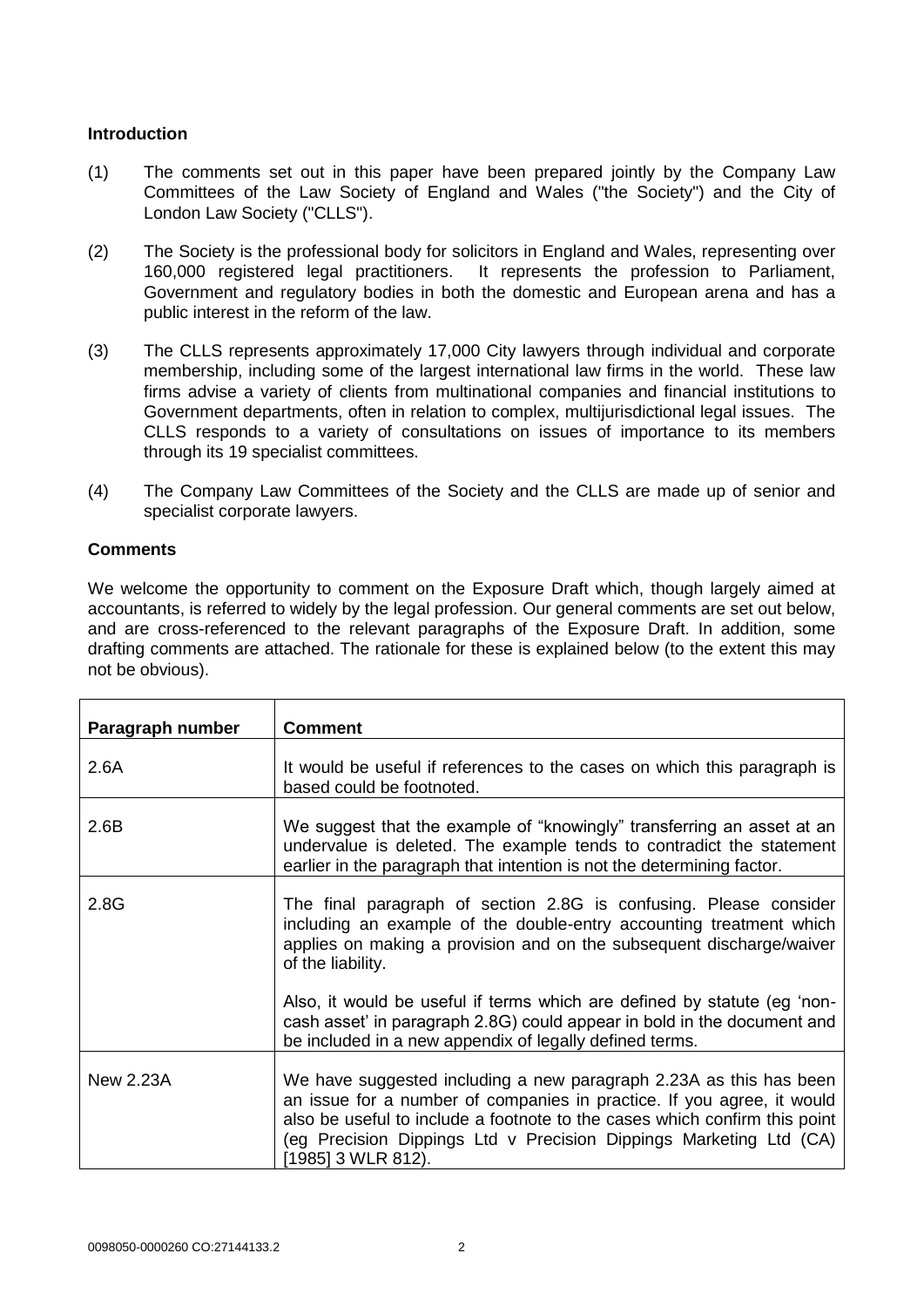**Introduction**

(1) The comments set out in this paper have been prepared jointly by the Company Law Committees of the Law Society of England and Wales ("the Society") and the City of London Law Society ("CLLS").

(2) The Society is the professional body for solicitors in England and Wales, representing over 160,000 registered legal practitioners. It represents the profession to Parliament, Government and regulatory bodies in both the domestic and European arena and has a public interest in the reform of the law.

(3) The CLLS represents approximately 17,000 City lawyers through individual and corporate membership, including some of the largest international law firms in the world. These law firms advise a variety of clients from multinational companies and financial institutions to Government departments, often in relation to complex, multijurisdictional legal issues. The CLLS responds to a variety of consultations on issues of importance to its members through its 19 specialist committees.

(4) The Company Law Committees of the Society and the CLLS are made up of senior and specialist corporate lawyers.

**Comments**

We welcome the opportunity to comment on the Exposure Draft which, though largely aimed at accountants, is referred to widely by the legal profession. Our general comments are set out below, and are cross-referenced to the relevant paragraphs of the Exposure Draft. In addition, some drafting comments are attached. The rationale for these is explained below (to the extent this may not be obvious).

| Paragraph number | Comment |
|---|---|
| 2.6A | It would be useful if references to the cases on which this paragraph is based could be footnoted. |
| 2.6B | We suggest that the example of "knowingly" transferring an asset at an undervalue is deleted. The example tends to contradict the statement earlier in the paragraph that intention is not the determining factor. |
| 2.8G | The final paragraph of section 2.8G is confusing. Please consider including an example of the double-entry accounting treatment which applies on making a provision and on the subsequent discharge/waiver of the liability.<br><br>Also, it would be useful if terms which are defined by statute (eg 'non-cash asset' in paragraph 2.8G) could appear in bold in the document and be included in a new appendix of legally defined terms. |
| New 2.23A | We have suggested including a new paragraph 2.23A as this has been an issue for a number of companies in practice. If you agree, it would also be useful to include a footnote to the cases which confirm this point (eg Precision Dippings Ltd v Precision Dippings Marketing Ltd (CA) [1985] 3 WLR 812). |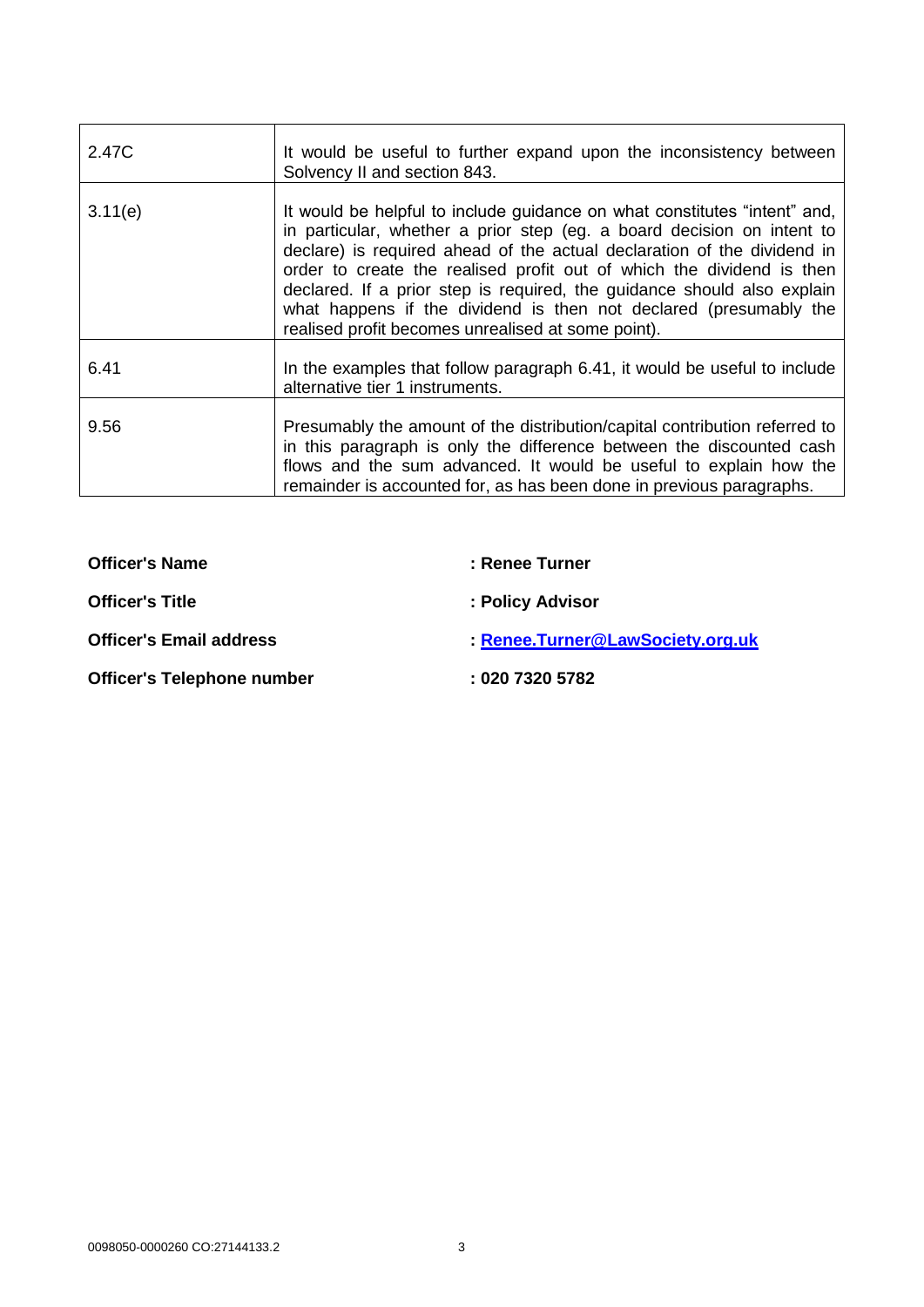| | |
|---|---|
| 2.47C | It would be useful to further expand upon the inconsistency between Solvency II and section 843. |
| 3.11(e) | It would be helpful to include guidance on what constitutes "intent" and, in particular, whether a prior step (eg. a board decision on intent to declare) is required ahead of the actual declaration of the dividend in order to create the realised profit out of which the dividend is then declared. If a prior step is required, the guidance should also explain what happens if the dividend is then not declared (presumably the realised profit becomes unrealised at some point). |
| 6.41 | In the examples that follow paragraph 6.41, it would be useful to include alternative tier 1 instruments. |
| 9.56 | Presumably the amount of the distribution/capital contribution referred to in this paragraph is only the difference between the discounted cash flows and the sum advanced. It would be useful to explain how the remainder is accounted for, as has been done in previous paragraphs. |

**Officer's Name** : **Renee Turner**

**Officer's Title** : **Policy Advisor**

**Officer's Email address** : **Renee.Turner@LawSociety.org.uk**

**Officer's Telephone number** : **020 7320 5782**

0098050-0000260 CO:27144133.2